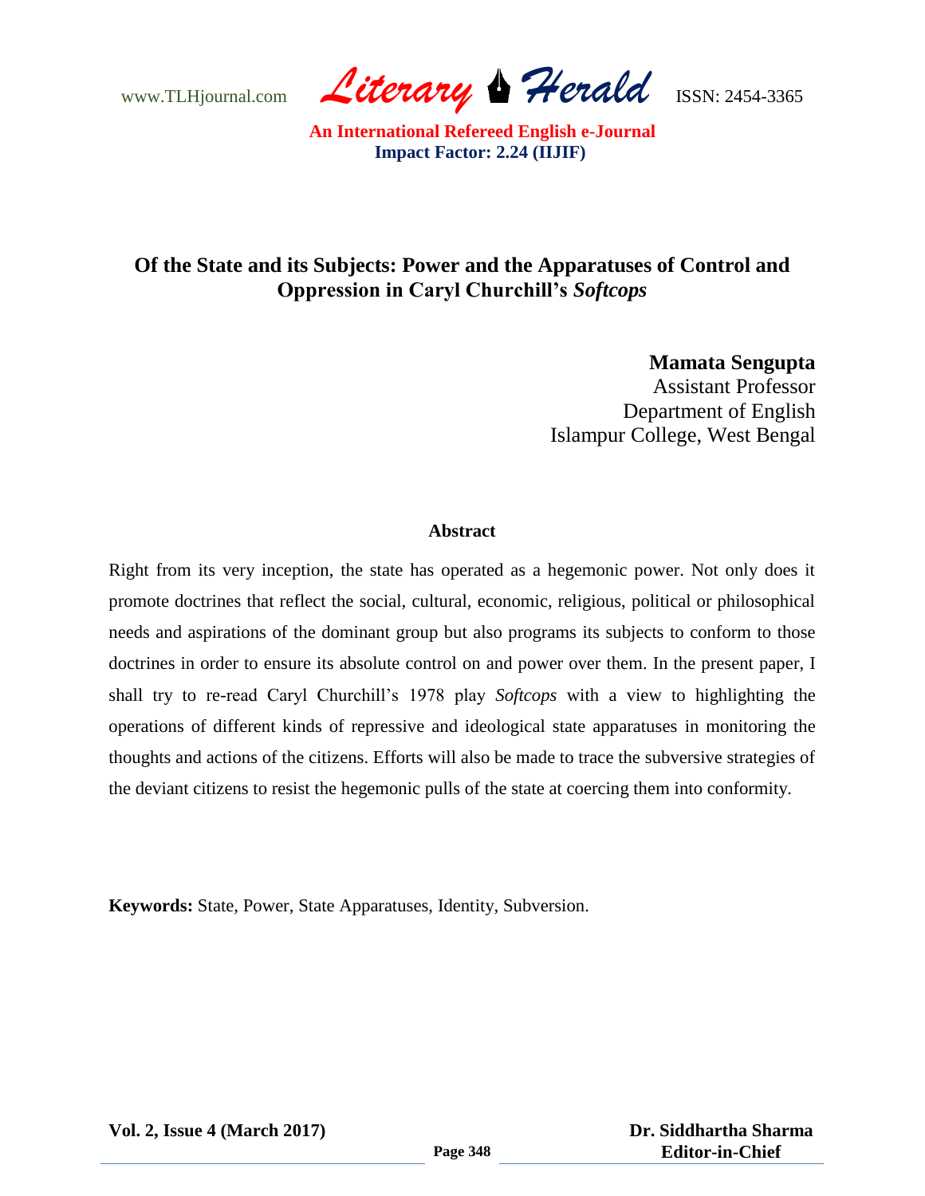# Of the State and its Subjects: Power and the Apparatuses of Control and Oppression in Caryl Churchill's *Softcops*

**Mamata Sengupta**
Assistant Professor
Department of English
Islampur College, West Bengal

## Abstract

Right from its very inception, the state has operated as a hegemonic power. Not only does it promote doctrines that reflect the social, cultural, economic, religious, political or philosophical needs and aspirations of the dominant group but also programs its subjects to conform to those doctrines in order to ensure its absolute control on and power over them. In the present paper, I shall try to re-read Caryl Churchill's 1978 play *Softcops* with a view to highlighting the operations of different kinds of repressive and ideological state apparatuses in monitoring the thoughts and actions of the citizens. Efforts will also be made to trace the subversive strategies of the deviant citizens to resist the hegemonic pulls of the state at coercing them into conformity.

**Keywords:** State, Power, State Apparatuses, Identity, Subversion.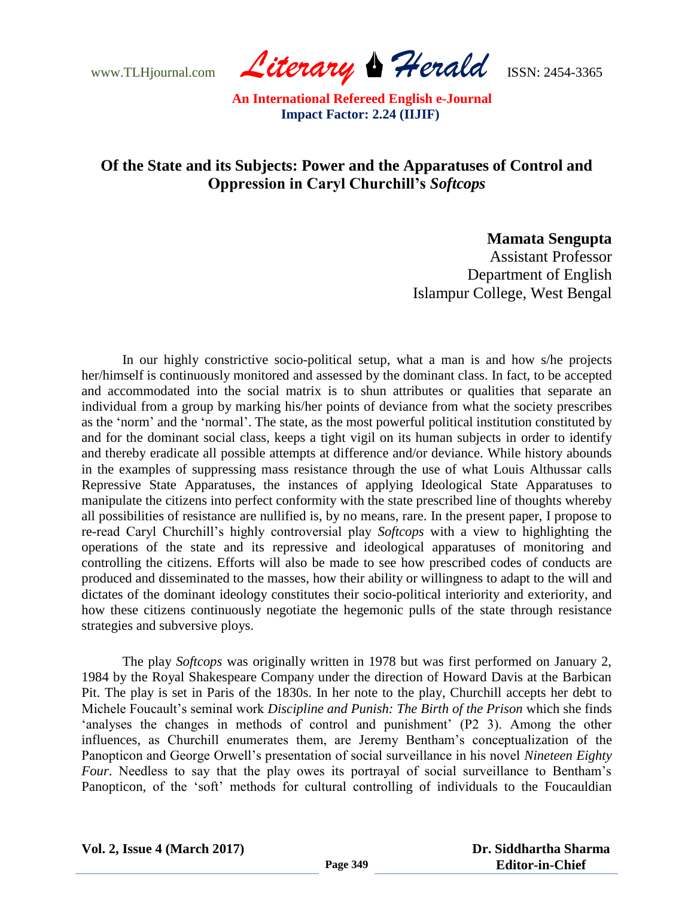## Of the State and its Subjects: Power and the Apparatuses of Control and Oppression in Caryl Churchill's *Softcops*

**Mamata Sengupta**
Assistant Professor
Department of English
Islampur College, West Bengal

In our highly constrictive socio-political setup, what a man is and how s/he projects her/himself is continuously monitored and assessed by the dominant class. In fact, to be accepted and accommodated into the social matrix is to shun attributes or qualities that separate an individual from a group by marking his/her points of deviance from what the society prescribes as the 'norm' and the 'normal'. The state, as the most powerful political institution constituted by and for the dominant social class, keeps a tight vigil on its human subjects in order to identify and thereby eradicate all possible attempts at difference and/or deviance. While history abounds in the examples of suppressing mass resistance through the use of what Louis Althussar calls Repressive State Apparatuses, the instances of applying Ideological State Apparatuses to manipulate the citizens into perfect conformity with the state prescribed line of thoughts whereby all possibilities of resistance are nullified is, by no means, rare. In the present paper, I propose to re-read Caryl Churchill's highly controversial play *Softcops* with a view to highlighting the operations of the state and its repressive and ideological apparatuses of monitoring and controlling the citizens. Efforts will also be made to see how prescribed codes of conducts are produced and disseminated to the masses, how their ability or willingness to adapt to the will and dictates of the dominant ideology constitutes their socio-political interiority and exteriority, and how these citizens continuously negotiate the hegemonic pulls of the state through resistance strategies and subversive ploys.

The play *Softcops* was originally written in 1978 but was first performed on January 2, 1984 by the Royal Shakespeare Company under the direction of Howard Davis at the Barbican Pit. The play is set in Paris of the 1830s. In her note to the play, Churchill accepts her debt to Michele Foucault's seminal work *Discipline and Punish: The Birth of the Prison* which she finds 'analyses the changes in methods of control and punishment' (P2 3). Among the other influences, as Churchill enumerates them, are Jeremy Bentham's conceptualization of the Panopticon and George Orwell's presentation of social surveillance in his novel *Nineteen Eighty Four*. Needless to say that the play owes its portrayal of social surveillance to Bentham's Panopticon, of the 'soft' methods for cultural controlling of individuals to the Foucauldian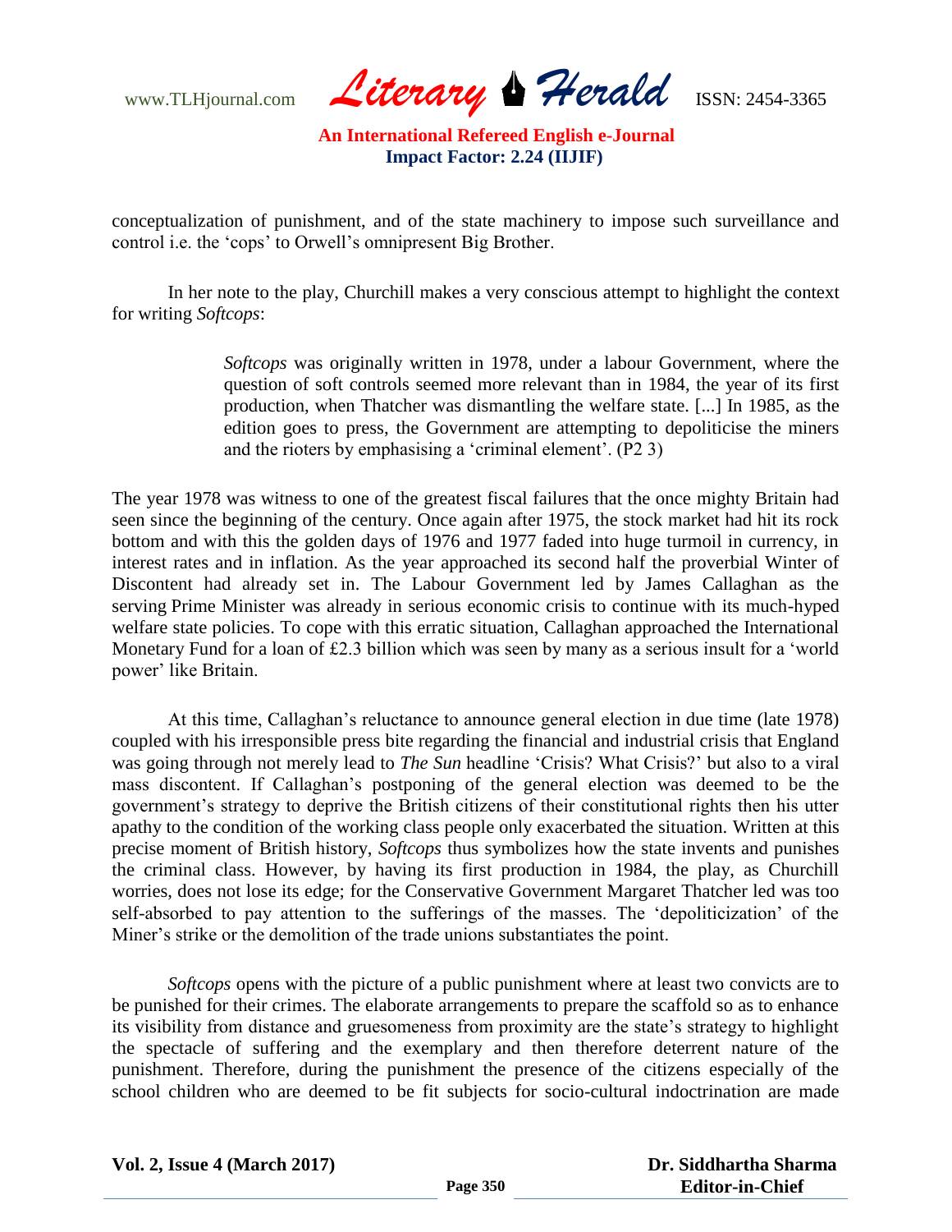conceptualization of punishment, and of the state machinery to impose such surveillance and control i.e. the 'cops' to Orwell's omnipresent Big Brother.

In her note to the play, Churchill makes a very conscious attempt to highlight the context for writing *Softcops*:

> *Softcops* was originally written in 1978, under a labour Government, where the question of soft controls seemed more relevant than in 1984, the year of its first production, when Thatcher was dismantling the welfare state. [...] In 1985, as the edition goes to press, the Government are attempting to depoliticise the miners and the rioters by emphasising a 'criminal element'. (P2 3)

The year 1978 was witness to one of the greatest fiscal failures that the once mighty Britain had seen since the beginning of the century. Once again after 1975, the stock market had hit its rock bottom and with this the golden days of 1976 and 1977 faded into huge turmoil in currency, in interest rates and in inflation. As the year approached its second half the proverbial Winter of Discontent had already set in. The Labour Government led by James Callaghan as the serving Prime Minister was already in serious economic crisis to continue with its much-hyped welfare state policies. To cope with this erratic situation, Callaghan approached the International Monetary Fund for a loan of £2.3 billion which was seen by many as a serious insult for a 'world power' like Britain.

At this time, Callaghan's reluctance to announce general election in due time (late 1978) coupled with his irresponsible press bite regarding the financial and industrial crisis that England was going through not merely lead to *The Sun* headline 'Crisis? What Crisis?' but also to a viral mass discontent. If Callaghan's postponing of the general election was deemed to be the government's strategy to deprive the British citizens of their constitutional rights then his utter apathy to the condition of the working class people only exacerbated the situation. Written at this precise moment of British history, *Softcops* thus symbolizes how the state invents and punishes the criminal class. However, by having its first production in 1984, the play, as Churchill worries, does not lose its edge; for the Conservative Government Margaret Thatcher led was too self-absorbed to pay attention to the sufferings of the masses. The 'depoliticization' of the Miner's strike or the demolition of the trade unions substantiates the point.

*Softcops* opens with the picture of a public punishment where at least two convicts are to be punished for their crimes. The elaborate arrangements to prepare the scaffold so as to enhance its visibility from distance and gruesomeness from proximity are the state's strategy to highlight the spectacle of suffering and the exemplary and then therefore deterrent nature of the punishment. Therefore, during the punishment the presence of the citizens especially of the school children who are deemed to be fit subjects for socio-cultural indoctrination are made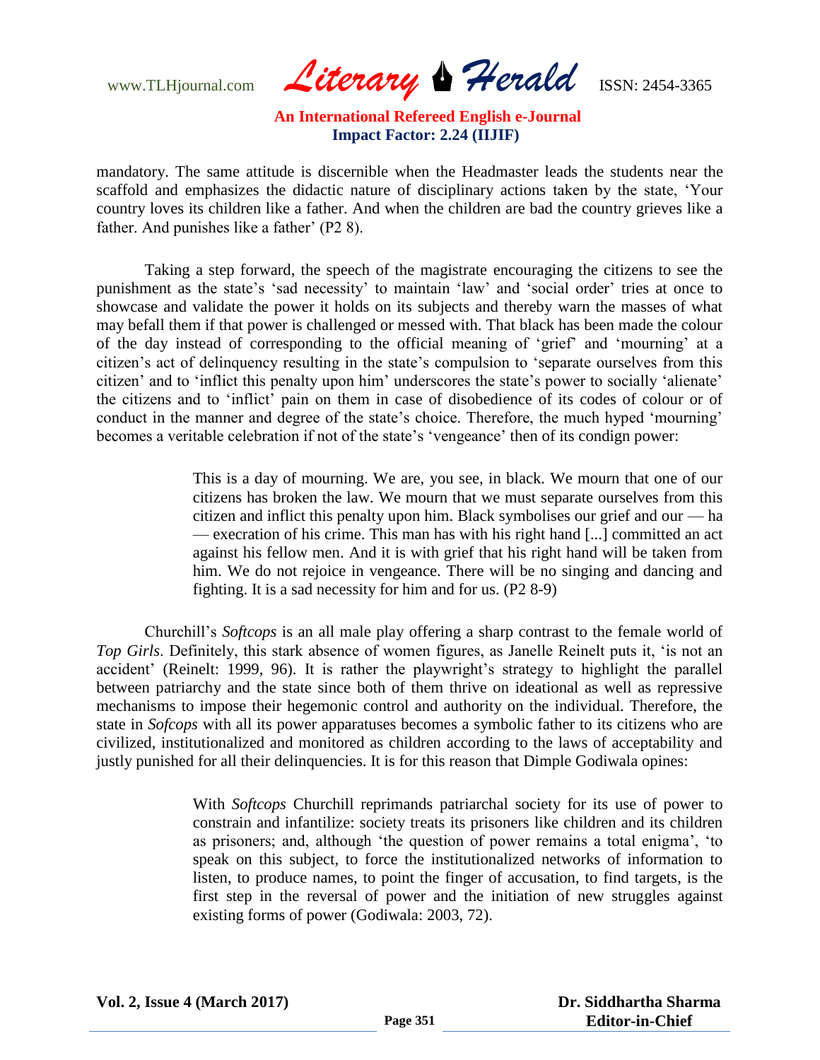mandatory. The same attitude is discernible when the Headmaster leads the students near the scaffold and emphasizes the didactic nature of disciplinary actions taken by the state, 'Your country loves its children like a father. And when the children are bad the country grieves like a father. And punishes like a father' (P2 8).

Taking a step forward, the speech of the magistrate encouraging the citizens to see the punishment as the state's 'sad necessity' to maintain 'law' and 'social order' tries at once to showcase and validate the power it holds on its subjects and thereby warn the masses of what may befall them if that power is challenged or messed with. That black has been made the colour of the day instead of corresponding to the official meaning of 'grief' and 'mourning' at a citizen's act of delinquency resulting in the state's compulsion to 'separate ourselves from this citizen' and to 'inflict this penalty upon him' underscores the state's power to socially 'alienate' the citizens and to 'inflict' pain on them in case of disobedience of its codes of colour or of conduct in the manner and degree of the state's choice. Therefore, the much hyped 'mourning' becomes a veritable celebration if not of the state's 'vengeance' then of its condign power:

> This is a day of mourning. We are, you see, in black. We mourn that one of our citizens has broken the law. We mourn that we must separate ourselves from this citizen and inflict this penalty upon him. Black symbolises our grief and our — ha — execration of his crime. This man has with his right hand [...] committed an act against his fellow men. And it is with grief that his right hand will be taken from him. We do not rejoice in vengeance. There will be no singing and dancing and fighting. It is a sad necessity for him and for us. (P2 8-9)

Churchill's *Softcops* is an all male play offering a sharp contrast to the female world of *Top Girls*. Definitely, this stark absence of women figures, as Janelle Reinelt puts it, 'is not an accident' (Reinelt: 1999, 96). It is rather the playwright's strategy to highlight the parallel between patriarchy and the state since both of them thrive on ideational as well as repressive mechanisms to impose their hegemonic control and authority on the individual. Therefore, the state in *Sofcops* with all its power apparatuses becomes a symbolic father to its citizens who are civilized, institutionalized and monitored as children according to the laws of acceptability and justly punished for all their delinquencies. It is for this reason that Dimple Godiwala opines:

> With *Softcops* Churchill reprimands patriarchal society for its use of power to constrain and infantilize: society treats its prisoners like children and its children as prisoners; and, although 'the question of power remains a total enigma', 'to speak on this subject, to force the institutionalized networks of information to listen, to produce names, to point the finger of accusation, to find targets, is the first step in the reversal of power and the initiation of new struggles against existing forms of power (Godiwala: 2003, 72).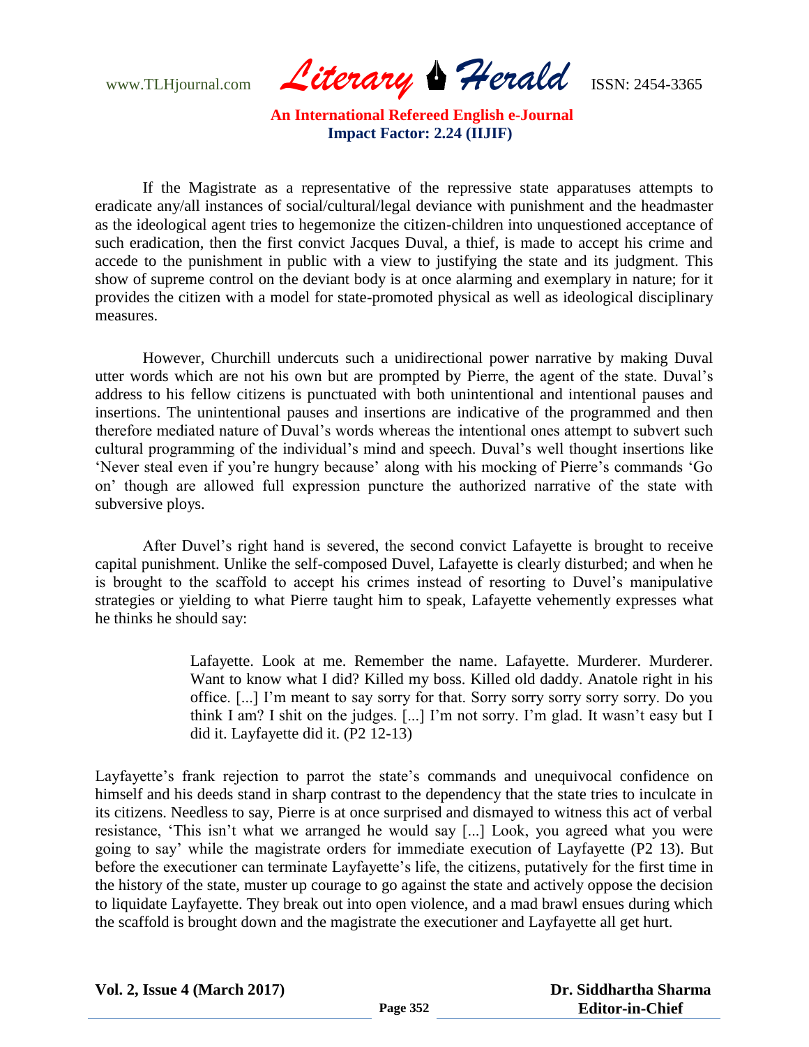If the Magistrate as a representative of the repressive state apparatuses attempts to eradicate any/all instances of social/cultural/legal deviance with punishment and the headmaster as the ideological agent tries to hegemonize the citizen-children into unquestioned acceptance of such eradication, then the first convict Jacques Duval, a thief, is made to accept his crime and accede to the punishment in public with a view to justifying the state and its judgment. This show of supreme control on the deviant body is at once alarming and exemplary in nature; for it provides the citizen with a model for state-promoted physical as well as ideological disciplinary measures.

However, Churchill undercuts such a unidirectional power narrative by making Duval utter words which are not his own but are prompted by Pierre, the agent of the state. Duval's address to his fellow citizens is punctuated with both unintentional and intentional pauses and insertions. The unintentional pauses and insertions are indicative of the programmed and then therefore mediated nature of Duval's words whereas the intentional ones attempt to subvert such cultural programming of the individual's mind and speech. Duval's well thought insertions like 'Never steal even if you're hungry because' along with his mocking of Pierre's commands 'Go on' though are allowed full expression puncture the authorized narrative of the state with subversive ploys.

After Duvel's right hand is severed, the second convict Lafayette is brought to receive capital punishment. Unlike the self-composed Duvel, Lafayette is clearly disturbed; and when he is brought to the scaffold to accept his crimes instead of resorting to Duvel's manipulative strategies or yielding to what Pierre taught him to speak, Lafayette vehemently expresses what he thinks he should say:

> Lafayette. Look at me. Remember the name. Lafayette. Murderer. Murderer. Want to know what I did? Killed my boss. Killed old daddy. Anatole right in his office. [...] I'm meant to say sorry for that. Sorry sorry sorry sorry sorry. Do you think I am? I shit on the judges. [...] I'm not sorry. I'm glad. It wasn't easy but I did it. Layfayette did it. (P2 12-13)

Layfayette's frank rejection to parrot the state's commands and unequivocal confidence on himself and his deeds stand in sharp contrast to the dependency that the state tries to inculcate in its citizens. Needless to say, Pierre is at once surprised and dismayed to witness this act of verbal resistance, 'This isn't what we arranged he would say [...] Look, you agreed what you were going to say' while the magistrate orders for immediate execution of Layfayette (P2 13). But before the executioner can terminate Layfayette's life, the citizens, putatively for the first time in the history of the state, muster up courage to go against the state and actively oppose the decision to liquidate Layfayette. They break out into open violence, and a mad brawl ensues during which the scaffold is brought down and the magistrate the executioner and Layfayette all get hurt.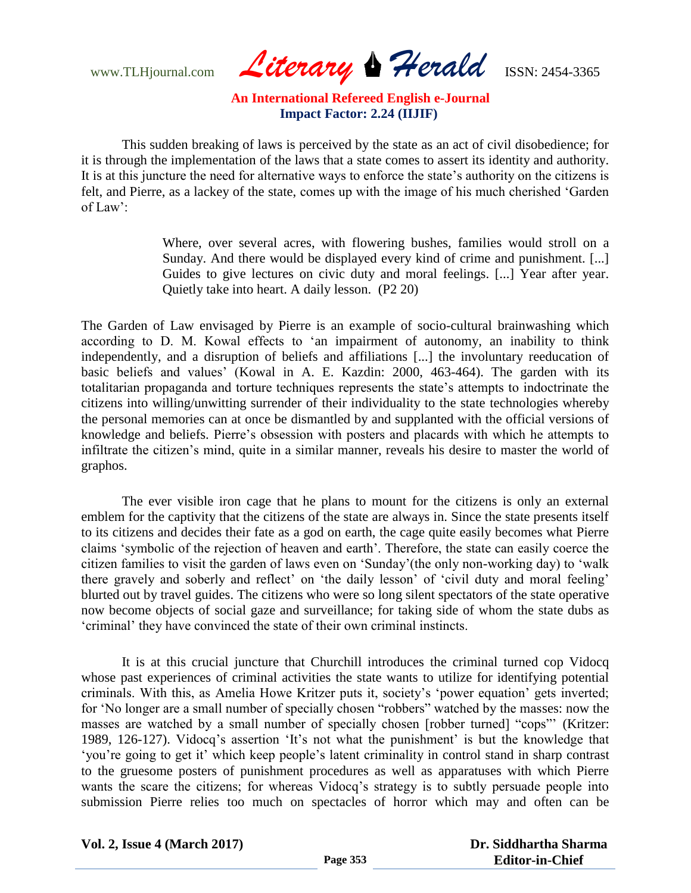This sudden breaking of laws is perceived by the state as an act of civil disobedience; for it is through the implementation of the laws that a state comes to assert its identity and authority. It is at this juncture the need for alternative ways to enforce the state's authority on the citizens is felt, and Pierre, as a lackey of the state, comes up with the image of his much cherished 'Garden of Law':

> Where, over several acres, with flowering bushes, families would stroll on a Sunday. And there would be displayed every kind of crime and punishment. [...] Guides to give lectures on civic duty and moral feelings. [...] Year after year. Quietly take into heart. A daily lesson. (P2 20)

The Garden of Law envisaged by Pierre is an example of socio-cultural brainwashing which according to D. M. Kowal effects to 'an impairment of autonomy, an inability to think independently, and a disruption of beliefs and affiliations [...] the involuntary reeducation of basic beliefs and values' (Kowal in A. E. Kazdin: 2000, 463-464). The garden with its totalitarian propaganda and torture techniques represents the state's attempts to indoctrinate the citizens into willing/unwitting surrender of their individuality to the state technologies whereby the personal memories can at once be dismantled by and supplanted with the official versions of knowledge and beliefs. Pierre's obsession with posters and placards with which he attempts to infiltrate the citizen's mind, quite in a similar manner, reveals his desire to master the world of graphos.

The ever visible iron cage that he plans to mount for the citizens is only an external emblem for the captivity that the citizens of the state are always in. Since the state presents itself to its citizens and decides their fate as a god on earth, the cage quite easily becomes what Pierre claims 'symbolic of the rejection of heaven and earth'. Therefore, the state can easily coerce the citizen families to visit the garden of laws even on 'Sunday'(the only non-working day) to 'walk there gravely and soberly and reflect' on 'the daily lesson' of 'civil duty and moral feeling' blurted out by travel guides. The citizens who were so long silent spectators of the state operative now become objects of social gaze and surveillance; for taking side of whom the state dubs as 'criminal' they have convinced the state of their own criminal instincts.

It is at this crucial juncture that Churchill introduces the criminal turned cop Vidocq whose past experiences of criminal activities the state wants to utilize for identifying potential criminals. With this, as Amelia Howe Kritzer puts it, society's 'power equation' gets inverted; for 'No longer are a small number of specially chosen "robbers" watched by the masses: now the masses are watched by a small number of specially chosen [robber turned] "cops"' (Kritzer: 1989, 126-127). Vidocq's assertion 'It's not what the punishment' is but the knowledge that 'you're going to get it' which keep people's latent criminality in control stand in sharp contrast to the gruesome posters of punishment procedures as well as apparatuses with which Pierre wants the scare the citizens; for whereas Vidocq's strategy is to subtly persuade people into submission Pierre relies too much on spectacles of horror which may and often can be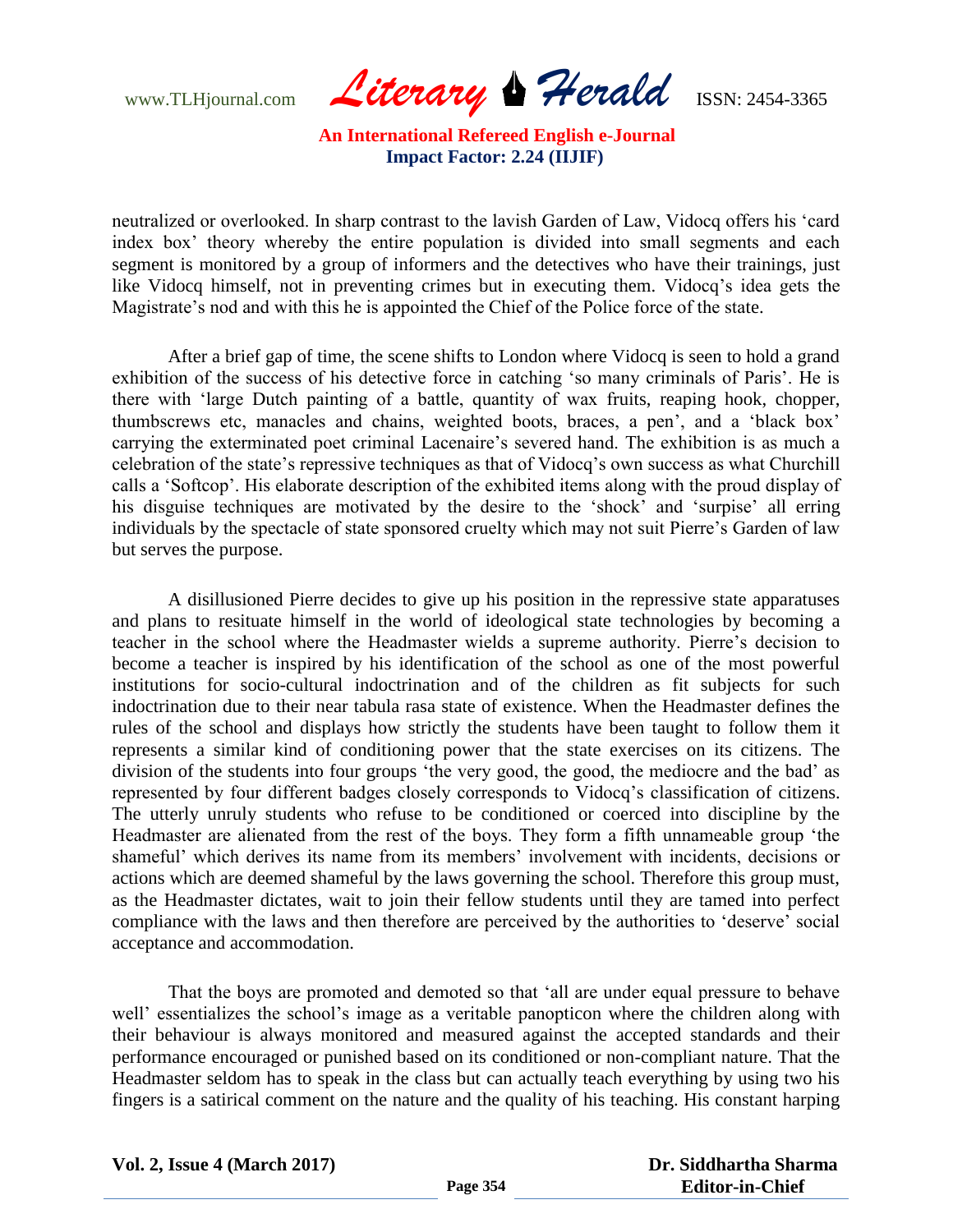neutralized or overlooked. In sharp contrast to the lavish Garden of Law, Vidocq offers his 'card index box' theory whereby the entire population is divided into small segments and each segment is monitored by a group of informers and the detectives who have their trainings, just like Vidocq himself, not in preventing crimes but in executing them. Vidocq's idea gets the Magistrate's nod and with this he is appointed the Chief of the Police force of the state.

After a brief gap of time, the scene shifts to London where Vidocq is seen to hold a grand exhibition of the success of his detective force in catching 'so many criminals of Paris'. He is there with 'large Dutch painting of a battle, quantity of wax fruits, reaping hook, chopper, thumbscrews etc, manacles and chains, weighted boots, braces, a pen', and a 'black box' carrying the exterminated poet criminal Lacenaire's severed hand. The exhibition is as much a celebration of the state's repressive techniques as that of Vidocq's own success as what Churchill calls a 'Softcop'. His elaborate description of the exhibited items along with the proud display of his disguise techniques are motivated by the desire to the 'shock' and 'surpise' all erring individuals by the spectacle of state sponsored cruelty which may not suit Pierre's Garden of law but serves the purpose.

A disillusioned Pierre decides to give up his position in the repressive state apparatuses and plans to resituate himself in the world of ideological state technologies by becoming a teacher in the school where the Headmaster wields a supreme authority. Pierre's decision to become a teacher is inspired by his identification of the school as one of the most powerful institutions for socio-cultural indoctrination and of the children as fit subjects for such indoctrination due to their near tabula rasa state of existence. When the Headmaster defines the rules of the school and displays how strictly the students have been taught to follow them it represents a similar kind of conditioning power that the state exercises on its citizens. The division of the students into four groups 'the very good, the good, the mediocre and the bad' as represented by four different badges closely corresponds to Vidocq's classification of citizens. The utterly unruly students who refuse to be conditioned or coerced into discipline by the Headmaster are alienated from the rest of the boys. They form a fifth unnameable group 'the shameful' which derives its name from its members' involvement with incidents, decisions or actions which are deemed shameful by the laws governing the school. Therefore this group must, as the Headmaster dictates, wait to join their fellow students until they are tamed into perfect compliance with the laws and then therefore are perceived by the authorities to 'deserve' social acceptance and accommodation.

That the boys are promoted and demoted so that 'all are under equal pressure to behave well' essentializes the school's image as a veritable panopticon where the children along with their behaviour is always monitored and measured against the accepted standards and their performance encouraged or punished based on its conditioned or non-compliant nature. That the Headmaster seldom has to speak in the class but can actually teach everything by using two his fingers is a satirical comment on the nature and the quality of his teaching. His constant harping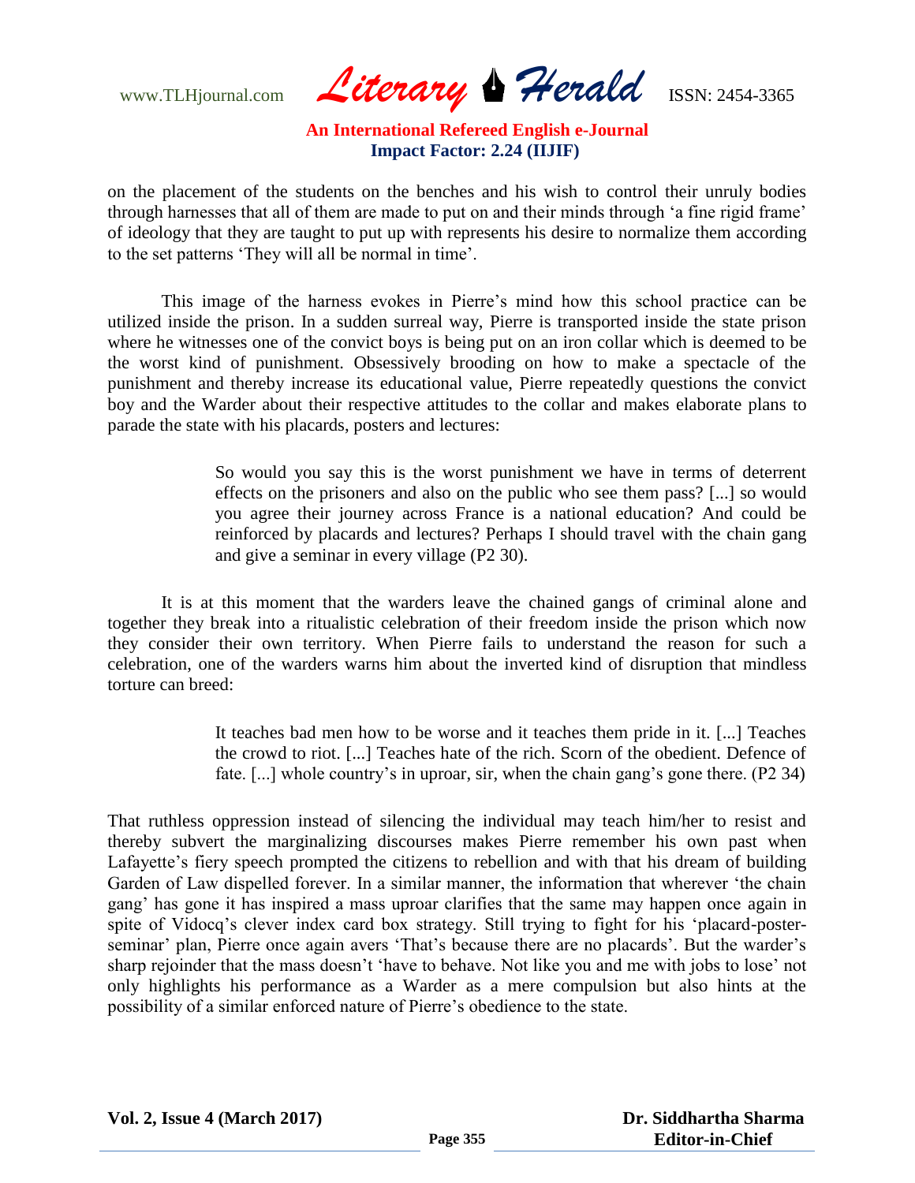on the placement of the students on the benches and his wish to control their unruly bodies through harnesses that all of them are made to put on and their minds through 'a fine rigid frame' of ideology that they are taught to put up with represents his desire to normalize them according to the set patterns 'They will all be normal in time'.

This image of the harness evokes in Pierre's mind how this school practice can be utilized inside the prison. In a sudden surreal way, Pierre is transported inside the state prison where he witnesses one of the convict boys is being put on an iron collar which is deemed to be the worst kind of punishment. Obsessively brooding on how to make a spectacle of the punishment and thereby increase its educational value, Pierre repeatedly questions the convict boy and the Warder about their respective attitudes to the collar and makes elaborate plans to parade the state with his placards, posters and lectures:

> So would you say this is the worst punishment we have in terms of deterrent effects on the prisoners and also on the public who see them pass? [...] so would you agree their journey across France is a national education? And could be reinforced by placards and lectures? Perhaps I should travel with the chain gang and give a seminar in every village (P2 30).

It is at this moment that the warders leave the chained gangs of criminal alone and together they break into a ritualistic celebration of their freedom inside the prison which now they consider their own territory. When Pierre fails to understand the reason for such a celebration, one of the warders warns him about the inverted kind of disruption that mindless torture can breed:

> It teaches bad men how to be worse and it teaches them pride in it. [...] Teaches the crowd to riot. [...] Teaches hate of the rich. Scorn of the obedient. Defence of fate. [...] whole country's in uproar, sir, when the chain gang's gone there. (P2 34)

That ruthless oppression instead of silencing the individual may teach him/her to resist and thereby subvert the marginalizing discourses makes Pierre remember his own past when Lafayette's fiery speech prompted the citizens to rebellion and with that his dream of building Garden of Law dispelled forever. In a similar manner, the information that wherever 'the chain gang' has gone it has inspired a mass uproar clarifies that the same may happen once again in spite of Vidocq's clever index card box strategy. Still trying to fight for his 'placard-poster-seminar' plan, Pierre once again avers 'That's because there are no placards'. But the warder's sharp rejoinder that the mass doesn't 'have to behave. Not like you and me with jobs to lose' not only highlights his performance as a Warder as a mere compulsion but also hints at the possibility of a similar enforced nature of Pierre's obedience to the state.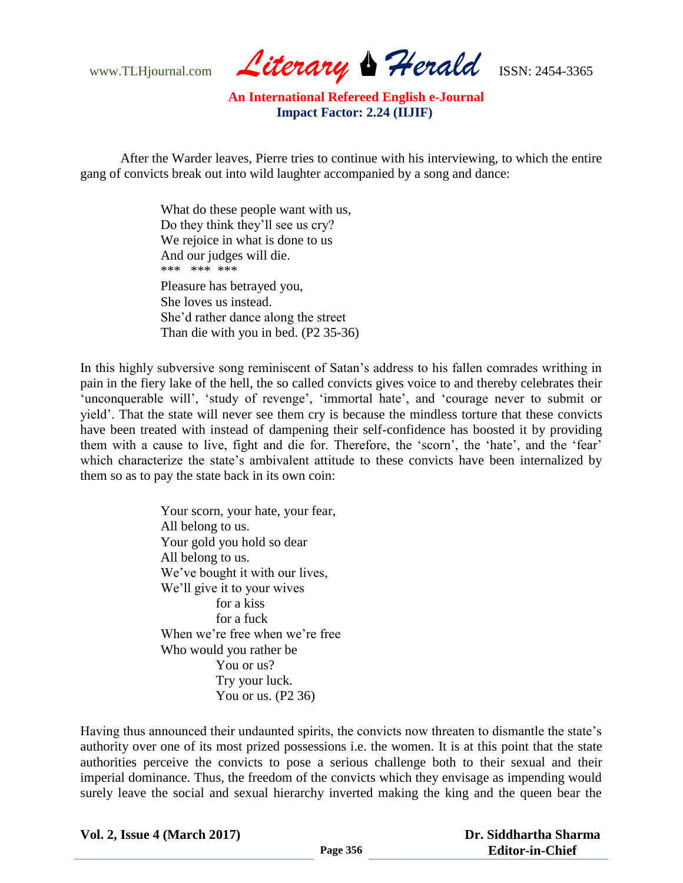After the Warder leaves, Pierre tries to continue with his interviewing, to which the entire gang of convicts break out into wild laughter accompanied by a song and dance:

> What do these people want with us,
> Do they think they'll see us cry?
> We rejoice in what is done to us
> And our judges will die.
> *** *** ***
> Pleasure has betrayed you,
> She loves us instead.
> She'd rather dance along the street
> Than die with you in bed. (P2 35-36)

In this highly subversive song reminiscent of Satan's address to his fallen comrades writhing in pain in the fiery lake of the hell, the so called convicts gives voice to and thereby celebrates their 'unconquerable will', 'study of revenge', 'immortal hate', and 'courage never to submit or yield'. That the state will never see them cry is because the mindless torture that these convicts have been treated with instead of dampening their self-confidence has boosted it by providing them with a cause to live, fight and die for. Therefore, the 'scorn', the 'hate', and the 'fear' which characterize the state's ambivalent attitude to these convicts have been internalized by them so as to pay the state back in its own coin:

> Your scorn, your hate, your fear,
> All belong to us.
> Your gold you hold so dear
> All belong to us.
> We've bought it with our lives,
> We'll give it to your wives
> &nbsp;&nbsp;&nbsp;&nbsp;&nbsp;&nbsp;&nbsp;&nbsp;for a kiss
> &nbsp;&nbsp;&nbsp;&nbsp;&nbsp;&nbsp;&nbsp;&nbsp;for a fuck
> When we're free when we're free
> Who would you rather be
> &nbsp;&nbsp;&nbsp;&nbsp;&nbsp;&nbsp;&nbsp;&nbsp;You or us?
> &nbsp;&nbsp;&nbsp;&nbsp;&nbsp;&nbsp;&nbsp;&nbsp;Try your luck.
> &nbsp;&nbsp;&nbsp;&nbsp;&nbsp;&nbsp;&nbsp;&nbsp;You or us. (P2 36)

Having thus announced their undaunted spirits, the convicts now threaten to dismantle the state's authority over one of its most prized possessions i.e. the women. It is at this point that the state authorities perceive the convicts to pose a serious challenge both to their sexual and their imperial dominance. Thus, the freedom of the convicts which they envisage as impending would surely leave the social and sexual hierarchy inverted making the king and the queen bear the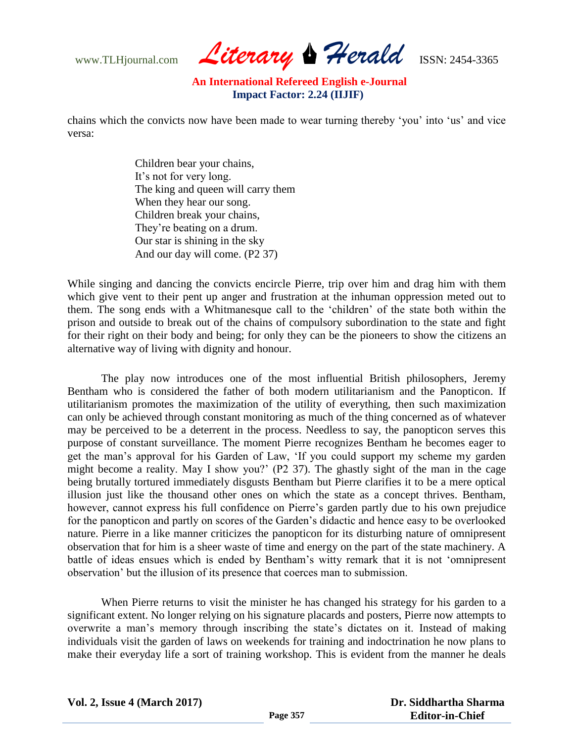chains which the convicts now have been made to wear turning thereby 'you' into 'us' and vice versa:

> Children bear your chains,
> It's not for very long.
> The king and queen will carry them
> When they hear our song.
> Children break your chains,
> They're beating on a drum.
> Our star is shining in the sky
> And our day will come. (P2 37)

While singing and dancing the convicts encircle Pierre, trip over him and drag him with them which give vent to their pent up anger and frustration at the inhuman oppression meted out to them. The song ends with a Whitmanesque call to the 'children' of the state both within the prison and outside to break out of the chains of compulsory subordination to the state and fight for their right on their body and being; for only they can be the pioneers to show the citizens an alternative way of living with dignity and honour.

The play now introduces one of the most influential British philosophers, Jeremy Bentham who is considered the father of both modern utilitarianism and the Panopticon. If utilitarianism promotes the maximization of the utility of everything, then such maximization can only be achieved through constant monitoring as much of the thing concerned as of whatever may be perceived to be a deterrent in the process. Needless to say, the panopticon serves this purpose of constant surveillance. The moment Pierre recognizes Bentham he becomes eager to get the man's approval for his Garden of Law, 'If you could support my scheme my garden might become a reality. May I show you?' (P2 37). The ghastly sight of the man in the cage being brutally tortured immediately disgusts Bentham but Pierre clarifies it to be a mere optical illusion just like the thousand other ones on which the state as a concept thrives. Bentham, however, cannot express his full confidence on Pierre's garden partly due to his own prejudice for the panopticon and partly on scores of the Garden's didactic and hence easy to be overlooked nature. Pierre in a like manner criticizes the panopticon for its disturbing nature of omnipresent observation that for him is a sheer waste of time and energy on the part of the state machinery. A battle of ideas ensues which is ended by Bentham's witty remark that it is not 'omnipresent observation' but the illusion of its presence that coerces man to submission.

When Pierre returns to visit the minister he has changed his strategy for his garden to a significant extent. No longer relying on his signature placards and posters, Pierre now attempts to overwrite a man's memory through inscribing the state's dictates on it. Instead of making individuals visit the garden of laws on weekends for training and indoctrination he now plans to make their everyday life a sort of training workshop. This is evident from the manner he deals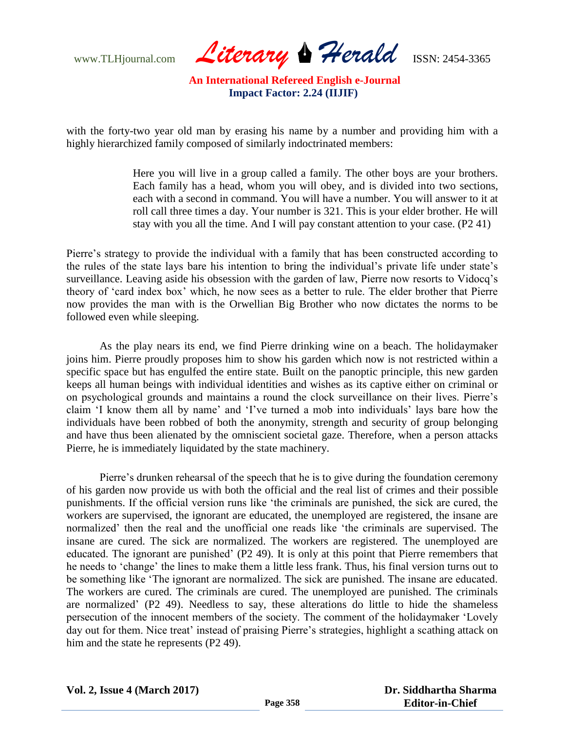with the forty-two year old man by erasing his name by a number and providing him with a highly hierarchized family composed of similarly indoctrinated members:

> Here you will live in a group called a family. The other boys are your brothers. Each family has a head, whom you will obey, and is divided into two sections, each with a second in command. You will have a number. You will answer to it at roll call three times a day. Your number is 321. This is your elder brother. He will stay with you all the time. And I will pay constant attention to your case. (P2 41)

Pierre's strategy to provide the individual with a family that has been constructed according to the rules of the state lays bare his intention to bring the individual's private life under state's surveillance. Leaving aside his obsession with the garden of law, Pierre now resorts to Vidocq's theory of 'card index box' which, he now sees as a better to rule. The elder brother that Pierre now provides the man with is the Orwellian Big Brother who now dictates the norms to be followed even while sleeping.

As the play nears its end, we find Pierre drinking wine on a beach. The holidaymaker joins him. Pierre proudly proposes him to show his garden which now is not restricted within a specific space but has engulfed the entire state. Built on the panoptic principle, this new garden keeps all human beings with individual identities and wishes as its captive either on criminal or on psychological grounds and maintains a round the clock surveillance on their lives. Pierre's claim 'I know them all by name' and 'I've turned a mob into individuals' lays bare how the individuals have been robbed of both the anonymity, strength and security of group belonging and have thus been alienated by the omniscient societal gaze. Therefore, when a person attacks Pierre, he is immediately liquidated by the state machinery.

Pierre's drunken rehearsal of the speech that he is to give during the foundation ceremony of his garden now provide us with both the official and the real list of crimes and their possible punishments. If the official version runs like 'the criminals are punished, the sick are cured, the workers are supervised, the ignorant are educated, the unemployed are registered, the insane are normalized' then the real and the unofficial one reads like 'the criminals are supervised. The insane are cured. The sick are normalized. The workers are registered. The unemployed are educated. The ignorant are punished' (P2 49). It is only at this point that Pierre remembers that he needs to 'change' the lines to make them a little less frank. Thus, his final version turns out to be something like 'The ignorant are normalized. The sick are punished. The insane are educated. The workers are cured. The criminals are cured. The unemployed are punished. The criminals are normalized' (P2 49). Needless to say, these alterations do little to hide the shameless persecution of the innocent members of the society. The comment of the holidaymaker 'Lovely day out for them. Nice treat' instead of praising Pierre's strategies, highlight a scathing attack on him and the state he represents (P2 49).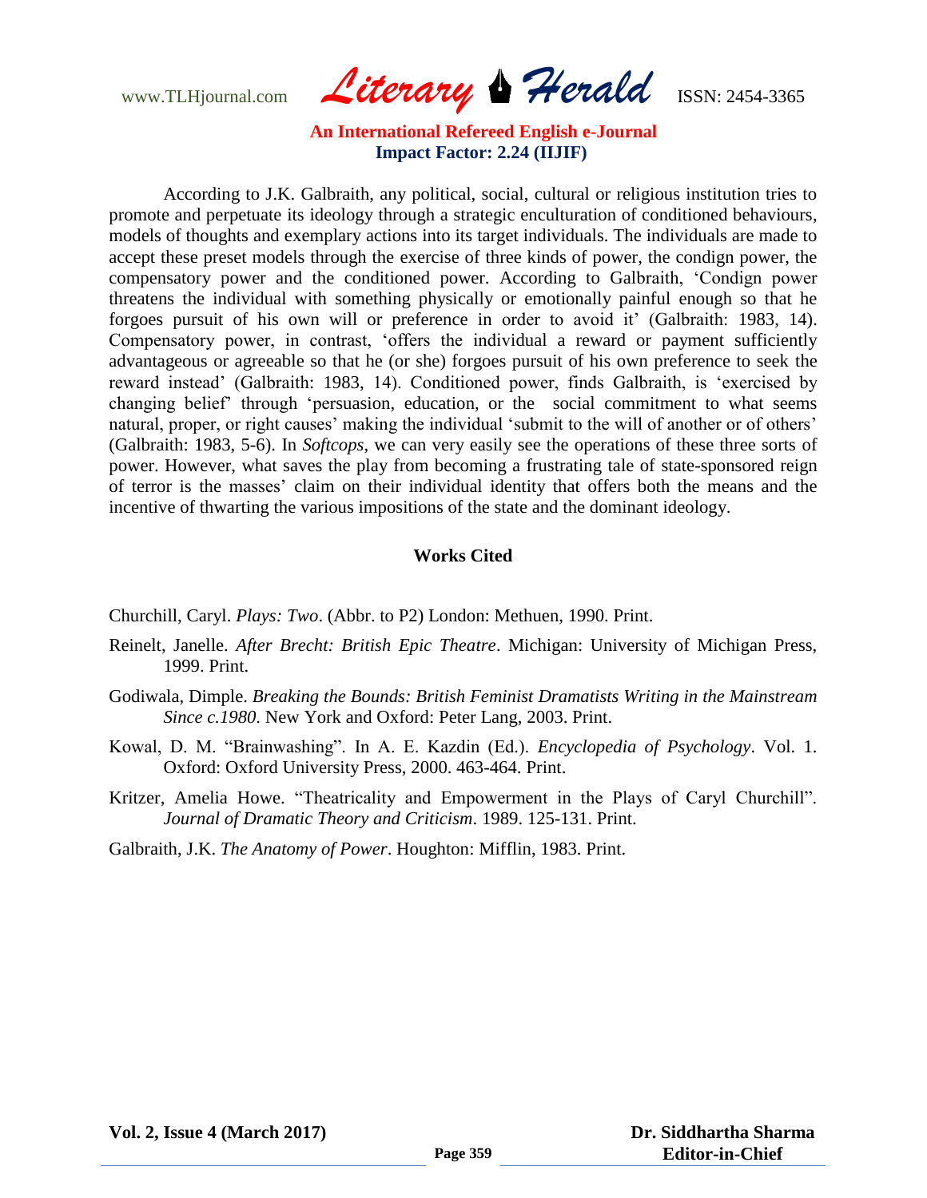According to J.K. Galbraith, any political, social, cultural or religious institution tries to promote and perpetuate its ideology through a strategic enculturation of conditioned behaviours, models of thoughts and exemplary actions into its target individuals. The individuals are made to accept these preset models through the exercise of three kinds of power, the condign power, the compensatory power and the conditioned power. According to Galbraith, 'Condign power threatens the individual with something physically or emotionally painful enough so that he forgoes pursuit of his own will or preference in order to avoid it' (Galbraith: 1983, 14). Compensatory power, in contrast, 'offers the individual a reward or payment sufficiently advantageous or agreeable so that he (or she) forgoes pursuit of his own preference to seek the reward instead' (Galbraith: 1983, 14). Conditioned power, finds Galbraith, is 'exercised by changing belief' through 'persuasion, education, or the social commitment to what seems natural, proper, or right causes' making the individual 'submit to the will of another or of others' (Galbraith: 1983, 5-6). In *Softcops*, we can very easily see the operations of these three sorts of power. However, what saves the play from becoming a frustrating tale of state-sponsored reign of terror is the masses' claim on their individual identity that offers both the means and the incentive of thwarting the various impositions of the state and the dominant ideology.

## Works Cited

Churchill, Caryl. *Plays: Two*. (Abbr. to P2) London: Methuen, 1990. Print.

Reinelt, Janelle. *After Brecht: British Epic Theatre*. Michigan: University of Michigan Press, 1999. Print.

Godiwala, Dimple. *Breaking the Bounds: British Feminist Dramatists Writing in the Mainstream Since c.1980*. New York and Oxford: Peter Lang, 2003. Print.

Kowal, D. M. "Brainwashing". In A. E. Kazdin (Ed.). *Encyclopedia of Psychology*. Vol. 1. Oxford: Oxford University Press, 2000. 463-464. Print.

Kritzer, Amelia Howe. "Theatricality and Empowerment in the Plays of Caryl Churchill". *Journal of Dramatic Theory and Criticism*. 1989. 125-131. Print.

Galbraith, J.K. *The Anatomy of Power*. Houghton: Mifflin, 1983. Print.